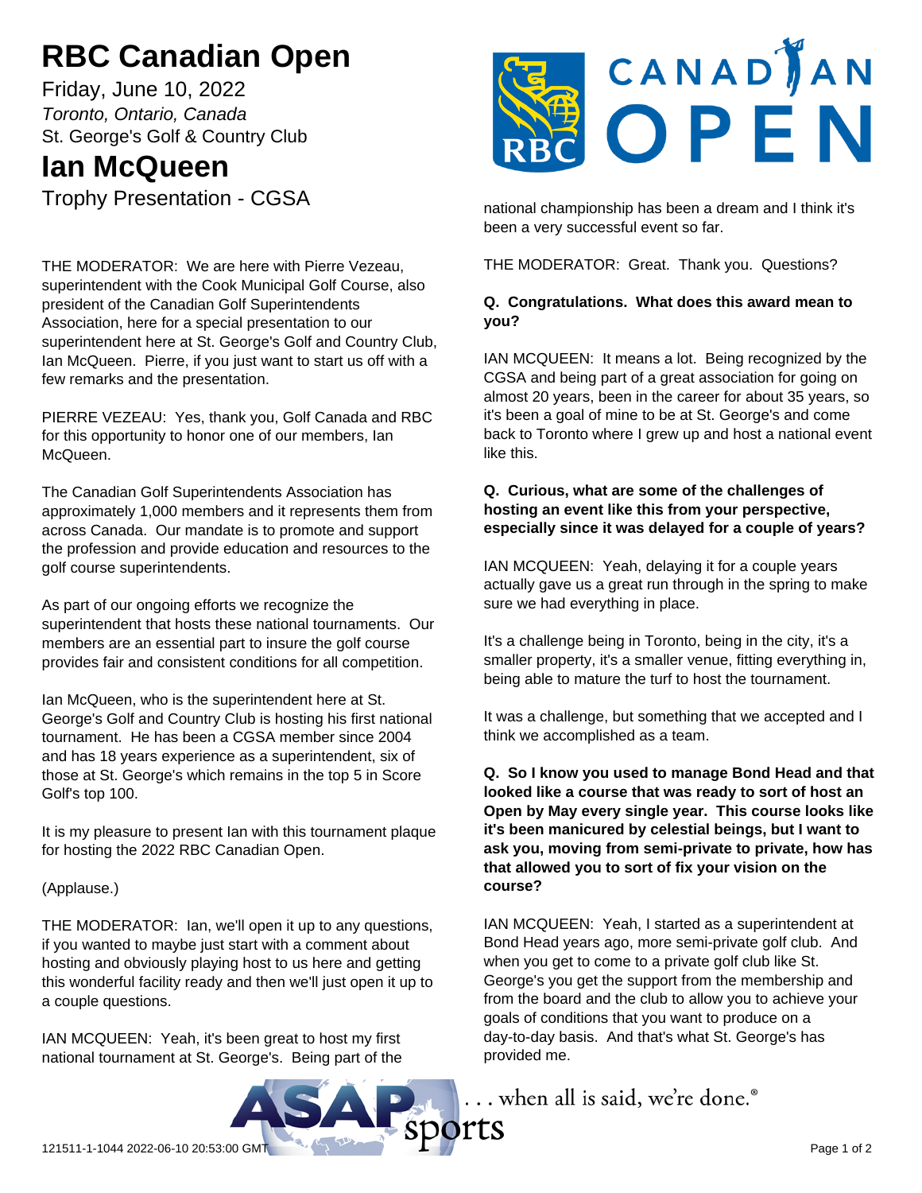# RBC Canadian Open

Friday, June 10, 2022

*Toronto, Ontario, Canada*

St. George's Golf & Country Club

## Ian McQueen

Trophy Presentation - CGSA

THE MODERATOR: We are here with Pierre Vezeau, superintendent with the Cook Municipal Golf Course, also president of the Canadian Golf Superintendents Association, here for a special presentation to our superintendent here at St. George's Golf and Country Club, Ian McQueen. Pierre, if you just want to start us off with a few remarks and the presentation.

PIERRE VEZEAU: Yes, thank you, Golf Canada and RBC for this opportunity to honor one of our members, Ian McQueen.

The Canadian Golf Superintendents Association has approximately 1,000 members and it represents them from across Canada. Our mandate is to promote and support the profession and provide education and resources to the golf course superintendents.

As part of our ongoing efforts we recognize the superintendent that hosts these national tournaments. Our members are an essential part to insure the golf course provides fair and consistent conditions for all competition.

Ian McQueen, who is the superintendent here at St. George's Golf and Country Club is hosting his first national tournament. He has been a CGSA member since 2004 and has 18 years experience as a superintendent, six of those at St. George's which remains in the top 5 in Score Golf's top 100.

It is my pleasure to present Ian with this tournament plaque for hosting the 2022 RBC Canadian Open.

(Applause.)

THE MODERATOR: Ian, we'll open it up to any questions, if you wanted to maybe just start with a comment about hosting and obviously playing host to us here and getting this wonderful facility ready and then we'll just open it up to a couple questions.

IAN MCQUEEN: Yeah, it's been great to host my first national tournament at St. George's. Being part of the national championship has been a dream and I think it's been a very successful event so far.

THE MODERATOR: Great. Thank you. Questions?

**Q. Congratulations. What does this award mean to you?**

IAN MCQUEEN: It means a lot. Being recognized by the CGSA and being part of a great association for going on almost 20 years, been in the career for about 35 years, so it's been a goal of mine to be at St. George's and come back to Toronto where I grew up and host a national event like this.

**Q. Curious, what are some of the challenges of hosting an event like this from your perspective, especially since it was delayed for a couple of years?**

IAN MCQUEEN: Yeah, delaying it for a couple years actually gave us a great run through in the spring to make sure we had everything in place.

It's a challenge being in Toronto, being in the city, it's a smaller property, it's a smaller venue, fitting everything in, being able to mature the turf to host the tournament.

It was a challenge, but something that we accepted and I think we accomplished as a team.

**Q. So I know you used to manage Bond Head and that looked like a course that was ready to sort of host an Open by May every single year. This course looks like it's been manicured by celestial beings, but I want to ask you, moving from semi-private to private, how has that allowed you to sort of fix your vision on the course?**

IAN MCQUEEN: Yeah, I started as a superintendent at Bond Head years ago, more semi-private golf club. And when you get to come to a private golf club like St. George's you get the support from the membership and from the board and the club to allow you to achieve your goals of conditions that you want to produce on a day-to-day basis. And that's what St. George's has provided me.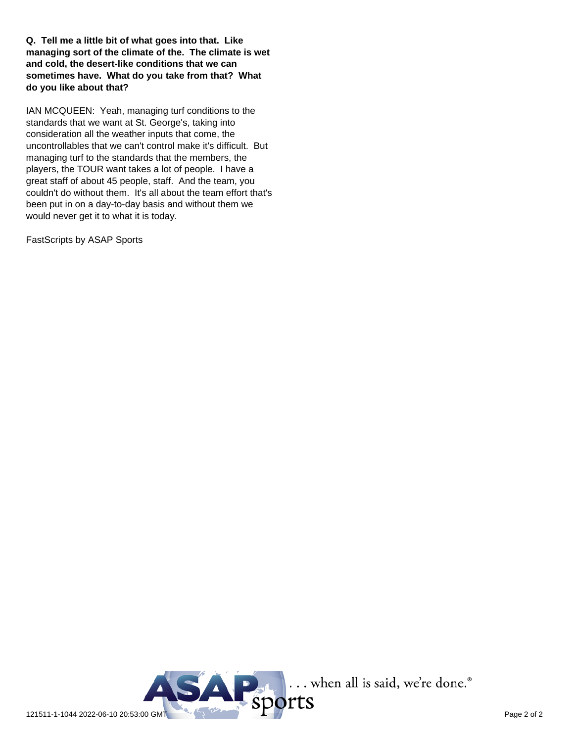**Q. Tell me a little bit of what goes into that. Like managing sort of the climate of the. The climate is wet and cold, the desert-like conditions that we can sometimes have. What do you take from that? What do you like about that?**

IAN MCQUEEN: Yeah, managing turf conditions to the standards that we want at St. George's, taking into consideration all the weather inputs that come, the uncontrollables that we can't control make it's difficult. But managing turf to the standards that the members, the players, the TOUR want takes a lot of people. I have a great staff of about 45 people, staff. And the team, you couldn't do without them. It's all about the team effort that's been put in on a day-to-day basis and without them we would never get it to what it is today.

FastScripts by ASAP Sports